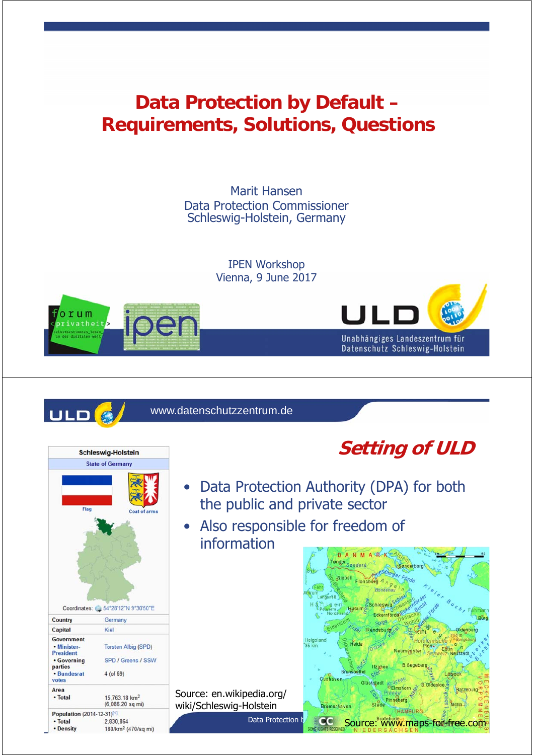# Data Protection by Default – Requirements, Solutions, Questions

Marit Hansen
Data Protection Commissioner
Schleswig-Holstein, Germany

IPEN Workshop
Vienna, 9 June 2017

---

www.datenschutzzentrum.de

## Setting of ULD

- Data Protection Authority (DPA) for both the public and private sector
- Also responsible for freedom of information

| Schleswig-Holstein | |
|---|---|
| State of Germany | |
| Coordinates: | 54°28′12″N 9°30′50″E |
| Country | Germany |
| Capital | Kiel |
| Government | |
| • Minister-President | Torsten Albig (SPD) |
| • Governing parties | SPD / Greens / SSW |
| • Bundesrat votes | 4 (of 69) |
| Area | |
| • Total | 15,763.18 km² (6,086.20 sq mi) |
| Population (2014-12-31)[1] | |
| • Total | 2,830,864 |
| • Density | 180/km² (470/sq mi) |

Source: en.wikipedia.org/wiki/Schleswig-Holstein

Source: www.maps-for-free.com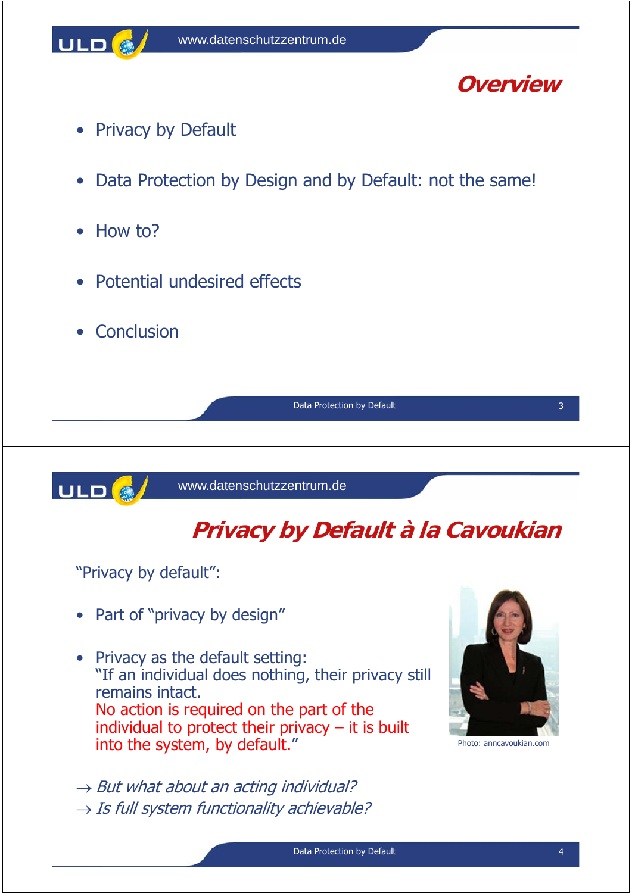# Overview

- Privacy by Default
- Data Protection by Design and by Default: not the same!
- How to?
- Potential undesired effects
- Conclusion

# Privacy by Default à la Cavoukian

"Privacy by default":

- Part of "privacy by design"
- Privacy as the default setting:
  "If an individual does nothing, their privacy still remains intact.
  No action is required on the part of the individual to protect their privacy – it is built into the system, by default."

Photo: anncavoukian.com

→ *But what about an acting individual?*
→ *Is full system functionality achievable?*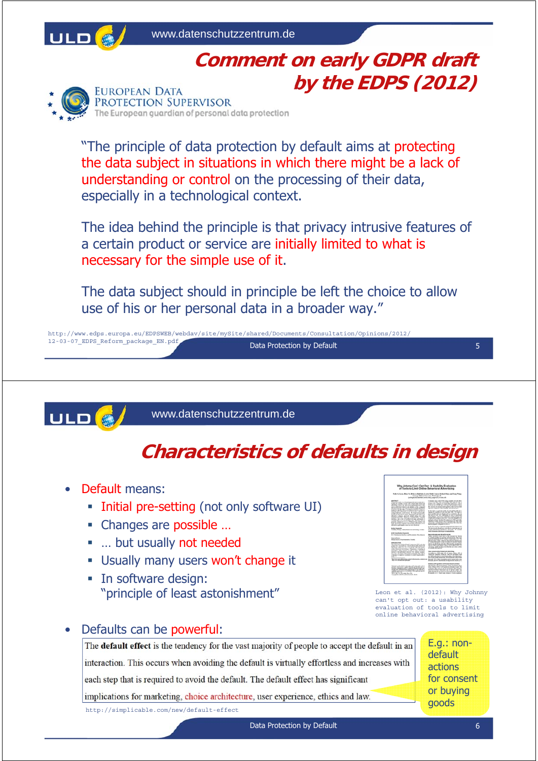# Comment on early GDPR draft by the EDPS (2012)

EUROPEAN DATA PROTECTION SUPERVISOR
The European guardian of personal data protection

"The principle of data protection by default aims at protecting the data subject in situations in which there might be a lack of understanding or control on the processing of their data, especially in a technological context.

The idea behind the principle is that privacy intrusive features of a certain product or service are initially limited to what is necessary for the simple use of it.

The data subject should in principle be left the choice to allow use of his or her personal data in a broader way."

http://www.edps.europa.eu/EDPSWEB/webdav/site/mySite/shared/Documents/Consultation/Opinions/2012/12-03-07_EDPS_Reform_package_EN.pdf

# Characteristics of defaults in design

- Default means:
  - Initial pre-setting (not only software UI)
  - Changes are possible …
  - … but usually not needed
  - Usually many users won't change it
  - In software design: "principle of least astonishment"

Leon et al. (2012): Why Johnny can't opt out: a usability evaluation of tools to limit online behavioral advertising

- Defaults can be powerful:

> The **default effect** is the tendency for the vast majority of people to accept the default in an interaction. This occurs when avoiding the default is virtually effortless and increases with each step that is required to avoid the default. The default effect has significant implications for marketing, choice architecture, user experience, ethics and law.

http://simplicable.com/new/default-effect

E.g.: non-default actions for consent or buying goods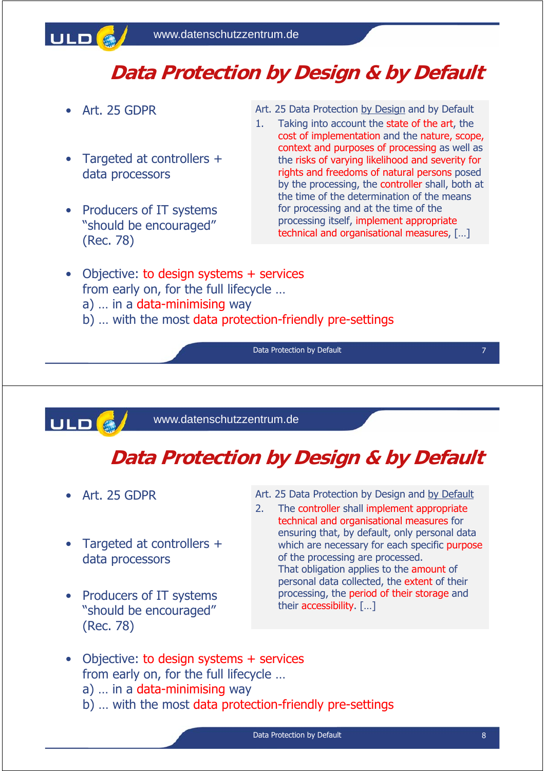# Data Protection by Design & by Default

- Art. 25 GDPR
- Targeted at controllers + data processors
- Producers of IT systems "should be encouraged" (Rec. 78)

Art. 25 Data Protection by Design and by Default

1. Taking into account the state of the art, the cost of implementation and the nature, scope, context and purposes of processing as well as the risks of varying likelihood and severity for rights and freedoms of natural persons posed by the processing, the controller shall, both at the time of the determination of the means for processing and at the time of the processing itself, implement appropriate technical and organisational measures, […]

- Objective: to design systems + services from early on, for the full lifecycle …
  a) … in a data-minimising way
  b) … with the most data protection-friendly pre-settings

# Data Protection by Design & by Default

- Art. 25 GDPR
- Targeted at controllers + data processors
- Producers of IT systems "should be encouraged" (Rec. 78)

Art. 25 Data Protection by Design and by Default

2. The controller shall implement appropriate technical and organisational measures for ensuring that, by default, only personal data which are necessary for each specific purpose of the processing are processed.
   That obligation applies to the amount of personal data collected, the extent of their processing, the period of their storage and their accessibility. […]

- Objective: to design systems + services from early on, for the full lifecycle …
  a) … in a data-minimising way
  b) … with the most data protection-friendly pre-settings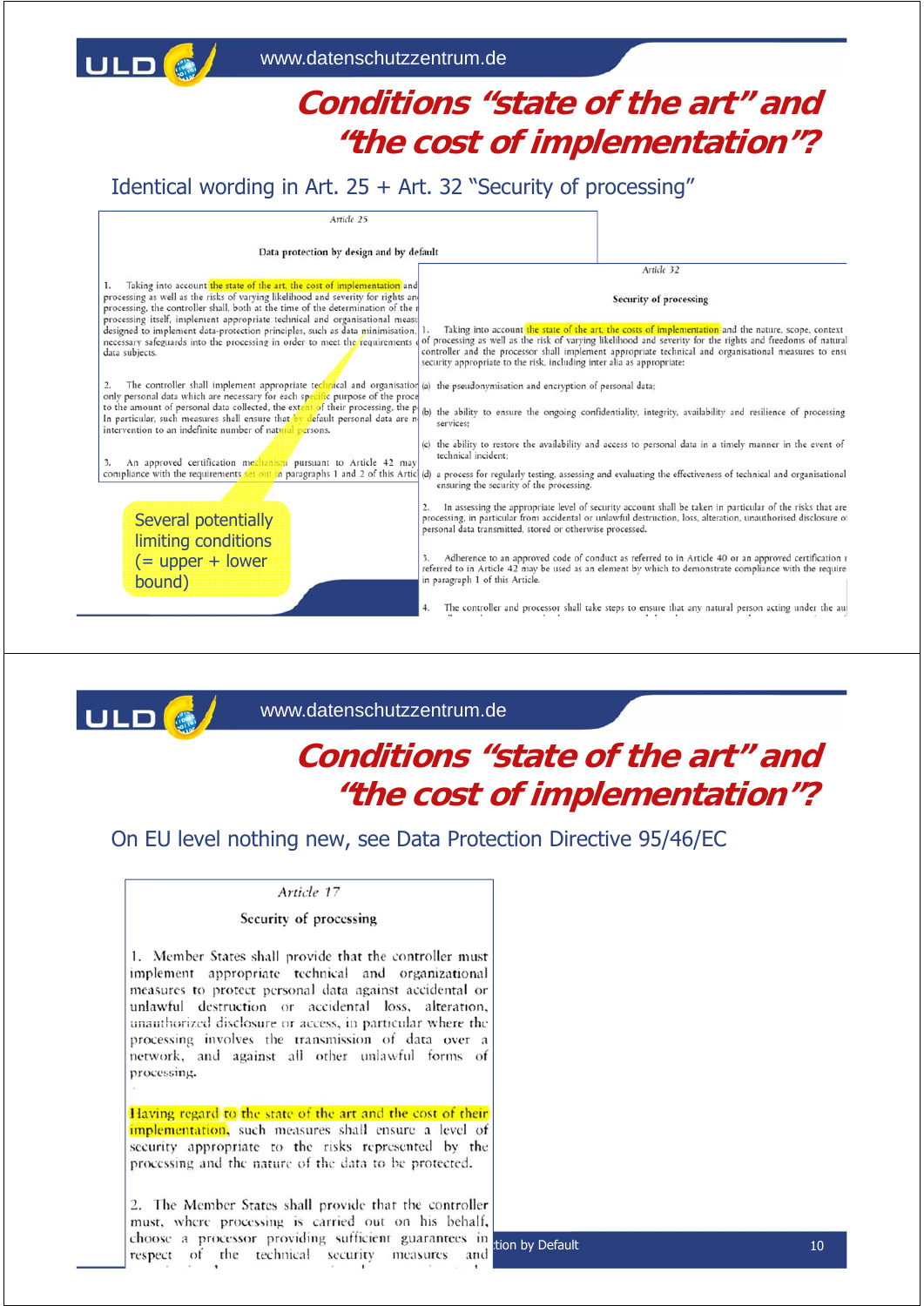# Conditions "state of the art" and "the cost of implementation"?

Identical wording in Art. 25 + Art. 32 "Security of processing"

*Article 25*

**Data protection by design and by default**

1. Taking into account the state of the art, the cost of implementation and processing as well as the risks of varying likelihood and severity for rights an processing, the controller shall, both at the time of the determination of the r processing itself, implement appropriate technical and organisational meas designed to implement data-protection principles, such as data minimisation, necessary safeguards into the processing in order to meet the requirements data subjects.

2. The controller shall implement appropriate technical and organisation only personal data which are necessary for each specific purpose of the proce to the amount of personal data collected, the extent of their processing, the p In particular, such measures shall ensure that by default personal data are n intervention to an indefinite number of natural persons.

3. An approved certification mechanism pursuant to Article 42 may compliance with the requirements set out in paragraphs 1 and 2 of this Artic

*Article 32*

**Security of processing**

1. Taking into account the state of the art, the costs of implementation and the nature, scope, context of processing as well as the risk of varying likelihood and severity for the rights and freedoms of natural controller and the processor shall implement appropriate technical and organisational measures to ens security appropriate to the risk, including inter alia as appropriate:

(a) the pseudonymisation and encryption of personal data;

(b) the ability to ensure the ongoing confidentiality, integrity, availability and resilience of processing services;

(c) the ability to restore the availability and access to personal data in a timely manner in the event of technical incident;

(d) a process for regularly testing, assessing and evaluating the effectiveness of technical and organisational ensuring the security of the processing.

2. In assessing the appropriate level of security account shall be taken in particular of the risks that are processing, in particular from accidental or unlawful destruction, loss, alteration, unauthorised disclosure o personal data transmitted, stored or otherwise processed.

3. Adherence to an approved code of conduct as referred to in Article 40 or an approved certification r referred to in Article 42 may be used as an element by which to demonstrate compliance with the require in paragraph 1 of this Article.

4. The controller and processor shall take steps to ensure that any natural person acting under the au

Several potentially limiting conditions (= upper + lower bound)

# Conditions "state of the art" and "the cost of implementation"?

On EU level nothing new, see Data Protection Directive 95/46/EC

*Article 17*

**Security of processing**

1. Member States shall provide that the controller must implement appropriate technical and organizational measures to protect personal data against accidental or unlawful destruction or accidental loss, alteration, unauthorized disclosure or access, in particular where the processing involves the transmission of data over a network, and against all other unlawful forms of processing.

Having regard to the state of the art and the cost of their implementation, such measures shall ensure a level of security appropriate to the risks represented by the processing and the nature of the data to be protected.

2. The Member States shall provide that the controller must, where processing is carried out on his behalf, choose a processor providing sufficient guarantees in respect of the technical security measures and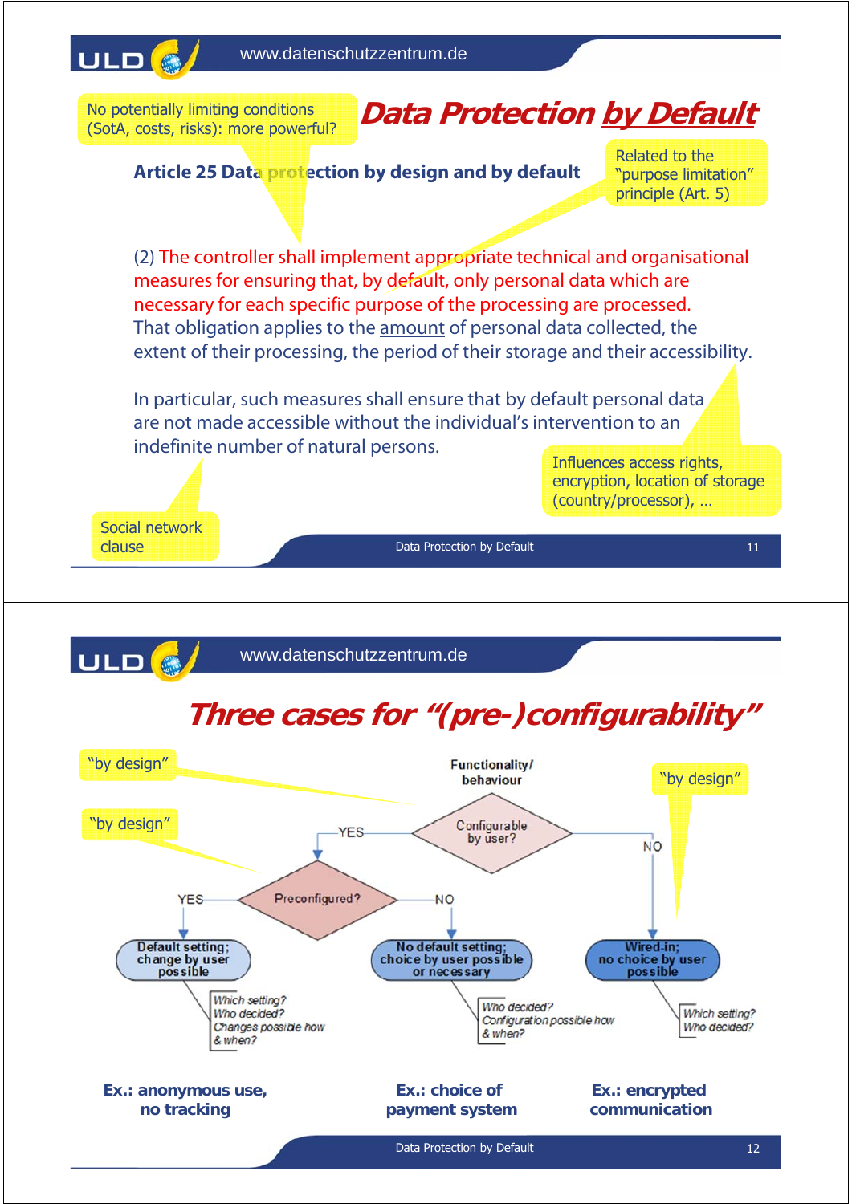# Data Protection *by Default*

No potentially limiting conditions (SotA, costs, risks): more powerful?

**Article 25 Data protection by design and by default**

Related to the "purpose limitation" principle (Art. 5)

(2) The controller shall implement appropriate technical and organisational measures for ensuring that, by default, only personal data which are necessary for each specific purpose of the processing are processed. That obligation applies to the amount of personal data collected, the extent of their processing, the period of their storage and their accessibility.

In particular, such measures shall ensure that by default personal data are not made accessible without the individual's intervention to an indefinite number of natural persons.

Influences access rights, encryption, location of storage (country/processor), …

Social network clause

# Three cases for "(pre-)configurability"

"by design"

"by design"

"by design"

Functionality/behaviour

Configurable by user? — YES → Preconfigured? ; NO → Wired-in; no choice by user possible

Preconfigured? — YES → Default setting; change by user possible ; NO → No default setting; choice by user possible or necessary

- Default setting; change by user possible: Which setting? Who decided? Changes possible how & when?
- No default setting; choice by user possible or necessary: Who decided? Configuration possible how & when?
- Wired-in; no choice by user possible: Which setting? Who decided?

**Ex.: anonymous use, no tracking**

**Ex.: choice of payment system**

**Ex.: encrypted communication**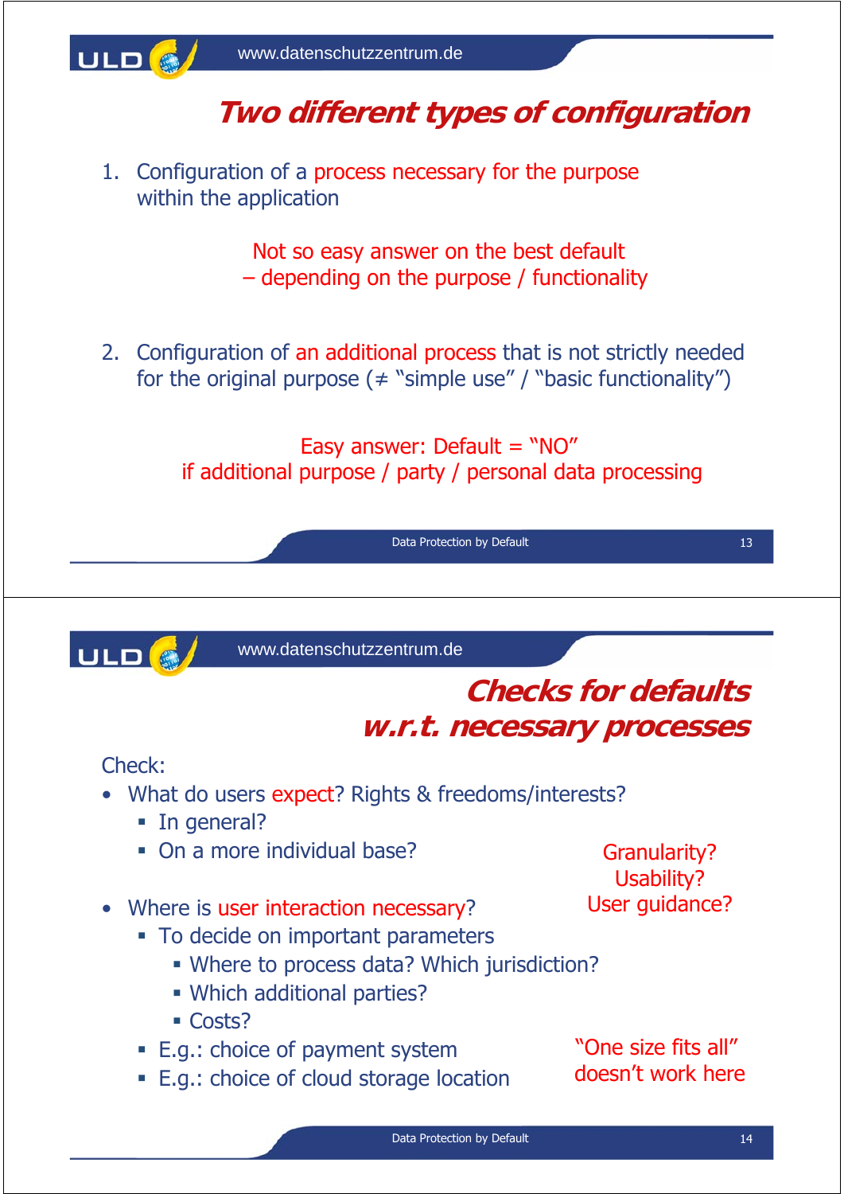## Two different types of configuration

1. Configuration of a process necessary for the purpose within the application

   Not so easy answer on the best default – depending on the purpose / functionality

2. Configuration of an additional process that is not strictly needed for the original purpose (≠ "simple use" / "basic functionality")

   Easy answer: Default = "NO" if additional purpose / party / personal data processing

## Checks for defaults w.r.t. necessary processes

Check:

- What do users expect? Rights & freedoms/interests?
  - In general?
  - On a more individual base?
- Where is user interaction necessary?
  - To decide on important parameters
    - Where to process data? Which jurisdiction?
    - Which additional parties?
    - Costs?
  - E.g.: choice of payment system
  - E.g.: choice of cloud storage location

Granularity? Usability? User guidance?

"One size fits all" doesn't work here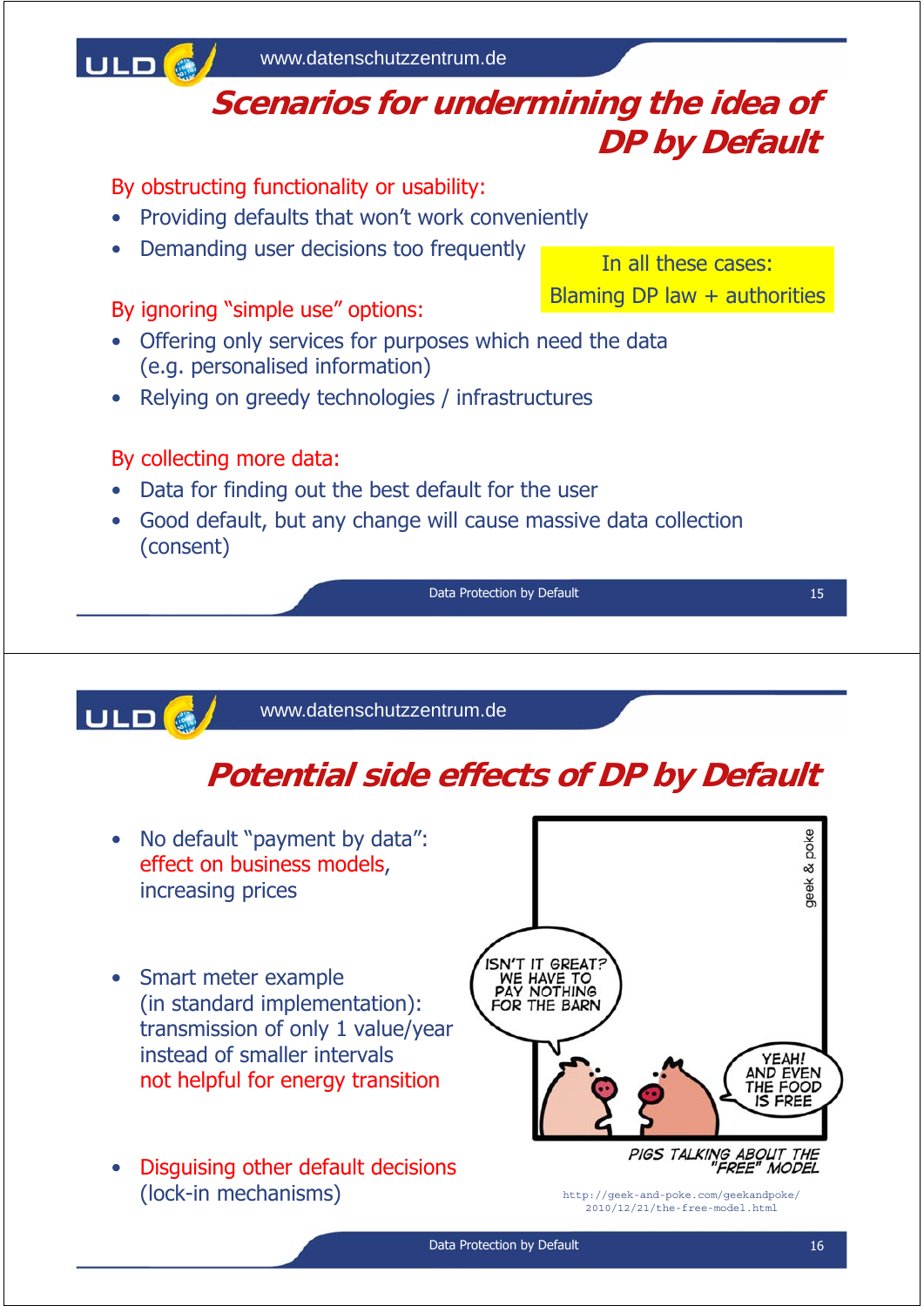# Scenarios for undermining the idea of DP by Default

By obstructing functionality or usability:

- Providing defaults that won't work conveniently
- Demanding user decisions too frequently

In all these cases:
Blaming DP law + authorities

By ignoring "simple use" options:

- Offering only services for purposes which need the data (e.g. personalised information)
- Relying on greedy technologies / infrastructures

By collecting more data:

- Data for finding out the best default for the user
- Good default, but any change will cause massive data collection (consent)

# Potential side effects of DP by Default

- No default "payment by data": effect on business models, increasing prices
- Smart meter example (in standard implementation): transmission of only 1 value/year instead of smaller intervals not helpful for energy transition
- Disguising other default decisions (lock-in mechanisms)

http://geek-and-poke.com/geekandpoke/2010/12/21/the-free-model.html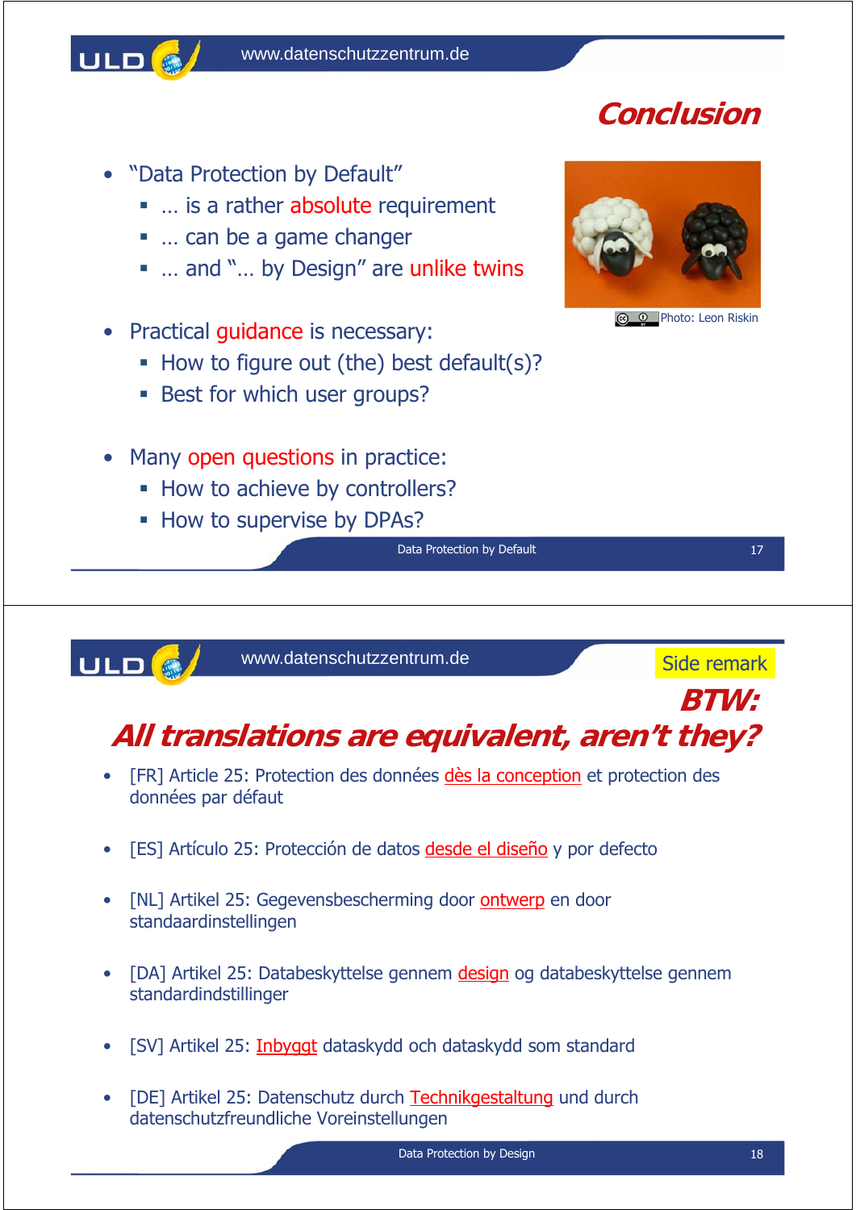## Conclusion

- "Data Protection by Default"
  - … is a rather absolute requirement
  - … can be a game changer
  - … and "… by Design" are unlike twins

Photo: Leon Riskin

- Practical guidance is necessary:
  - How to figure out (the) best default(s)?
  - Best for which user groups?

- Many open questions in practice:
  - How to achieve by controllers?
  - How to supervise by DPAs?

---

Side remark

## BTW: All translations are equivalent, aren't they?

- [FR] Article 25: Protection des données dès la conception et protection des données par défaut

- [ES] Artículo 25: Protección de datos desde el diseño y por defecto

- [NL] Artikel 25: Gegevensbescherming door ontwerp en door standaardinstellingen

- [DA] Artikel 25: Databeskyttelse gennem design og databeskyttelse gennem standardindstillinger

- [SV] Artikel 25: Inbyggt dataskydd och dataskydd som standard

- [DE] Artikel 25: Datenschutz durch Technikgestaltung und durch datenschutzfreundliche Voreinstellungen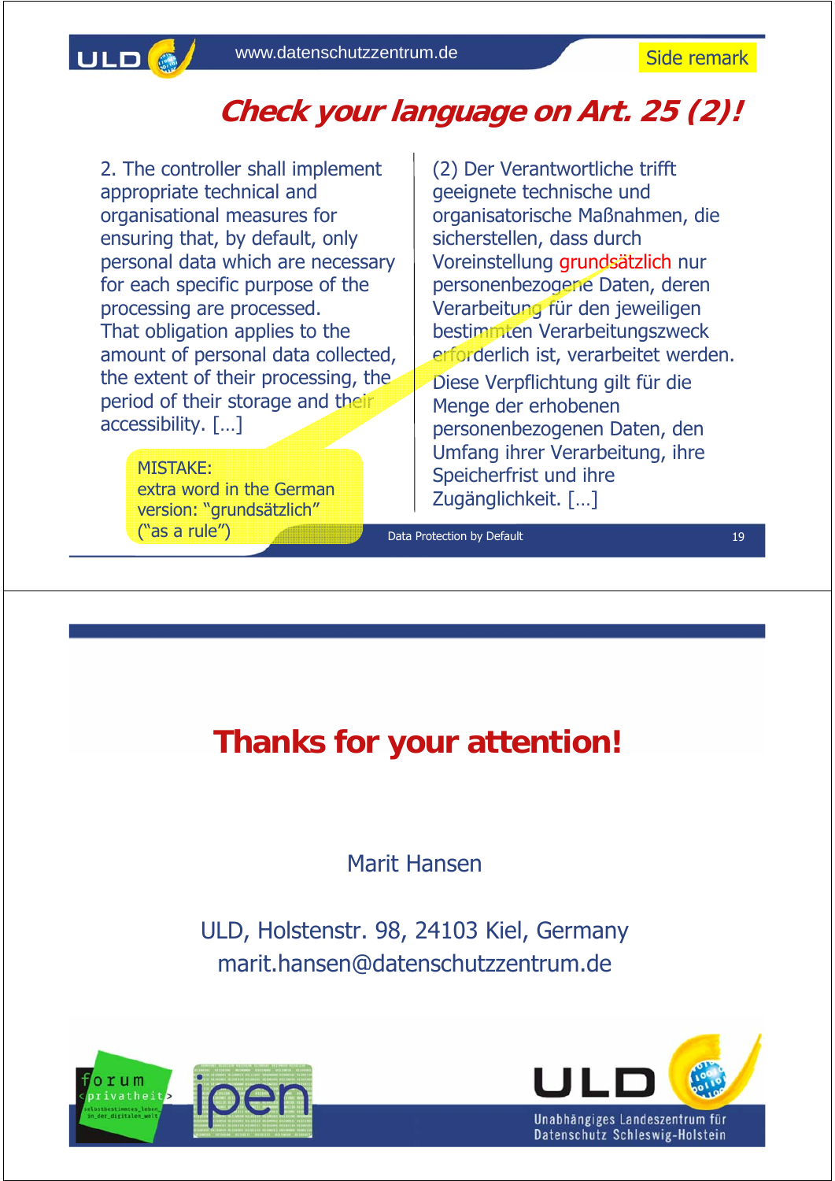Side remark

# Check your language on Art. 25 (2)!

2. The controller shall implement appropriate technical and organisational measures for ensuring that, by default, only personal data which are necessary for each specific purpose of the processing are processed. That obligation applies to the amount of personal data collected, the extent of their processing, the period of their storage and their accessibility. […]

(2) Der Verantwortliche trifft geeignete technische und organisatorische Maßnahmen, die sicherstellen, dass durch Voreinstellung grundsätzlich nur personenbezogene Daten, deren Verarbeitung für den jeweiligen bestimmten Verarbeitungszweck erforderlich ist, verarbeitet werden. Diese Verpflichtung gilt für die Menge der erhobenen personenbezogenen Daten, den Umfang ihrer Verarbeitung, ihre Speicherfrist und ihre Zugänglichkeit. […]

MISTAKE:
extra word in the German version: "grundsätzlich" ("as a rule")

# Thanks for your attention!

Marit Hansen

ULD, Holstenstr. 98, 24103 Kiel, Germany
marit.hansen@datenschutzzentrum.de

forum privatheit – selbstbestimmtes_leben_in_der_digitalen_welt

ipen

ULD – Unabhängiges Landeszentrum für Datenschutz Schleswig-Holstein